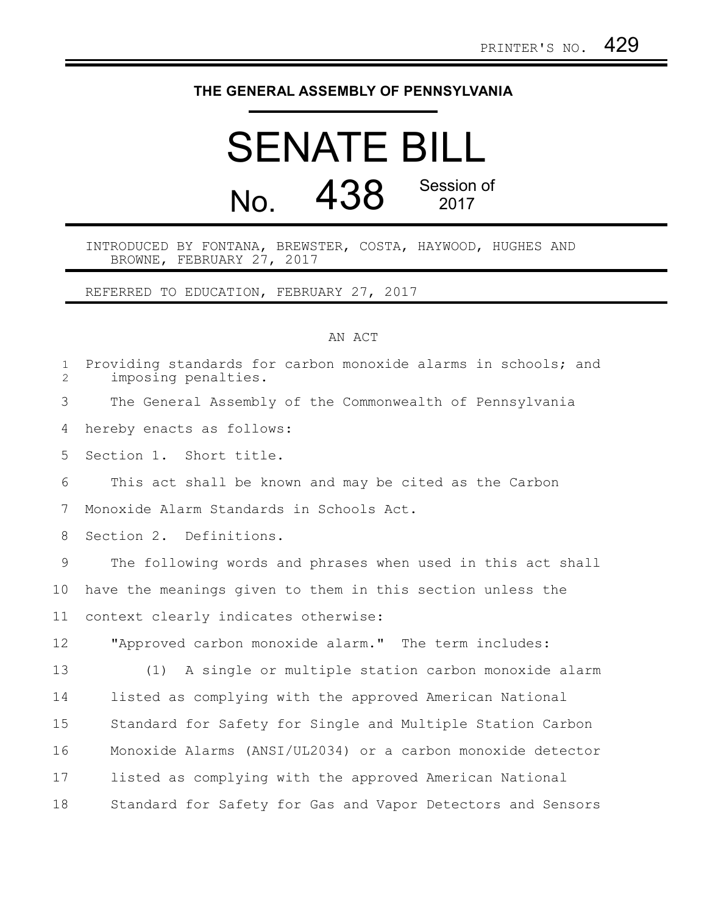PRINTER'S NO. 429

# THE GENERAL ASSEMBLY OF PENNSYLVANIA

# SENATE BILL

## No. 438 Session of 2017

INTRODUCED BY FONTANA, BREWSTER, COSTA, HAYWOOD, HUGHES AND BROWNE, FEBRUARY 27, 2017

REFERRED TO EDUCATION, FEBRUARY 27, 2017

AN ACT

Providing standards for carbon monoxide alarms in schools; and imposing penalties.

The General Assembly of the Commonwealth of Pennsylvania hereby enacts as follows:

Section 1. Short title.

This act shall be known and may be cited as the Carbon Monoxide Alarm Standards in Schools Act.

Section 2. Definitions.

The following words and phrases when used in this act shall have the meanings given to them in this section unless the context clearly indicates otherwise:

"Approved carbon monoxide alarm." The term includes:

(1) A single or multiple station carbon monoxide alarm listed as complying with the approved American National Standard for Safety for Single and Multiple Station Carbon Monoxide Alarms (ANSI/UL2034) or a carbon monoxide detector listed as complying with the approved American National Standard for Safety for Gas and Vapor Detectors and Sensors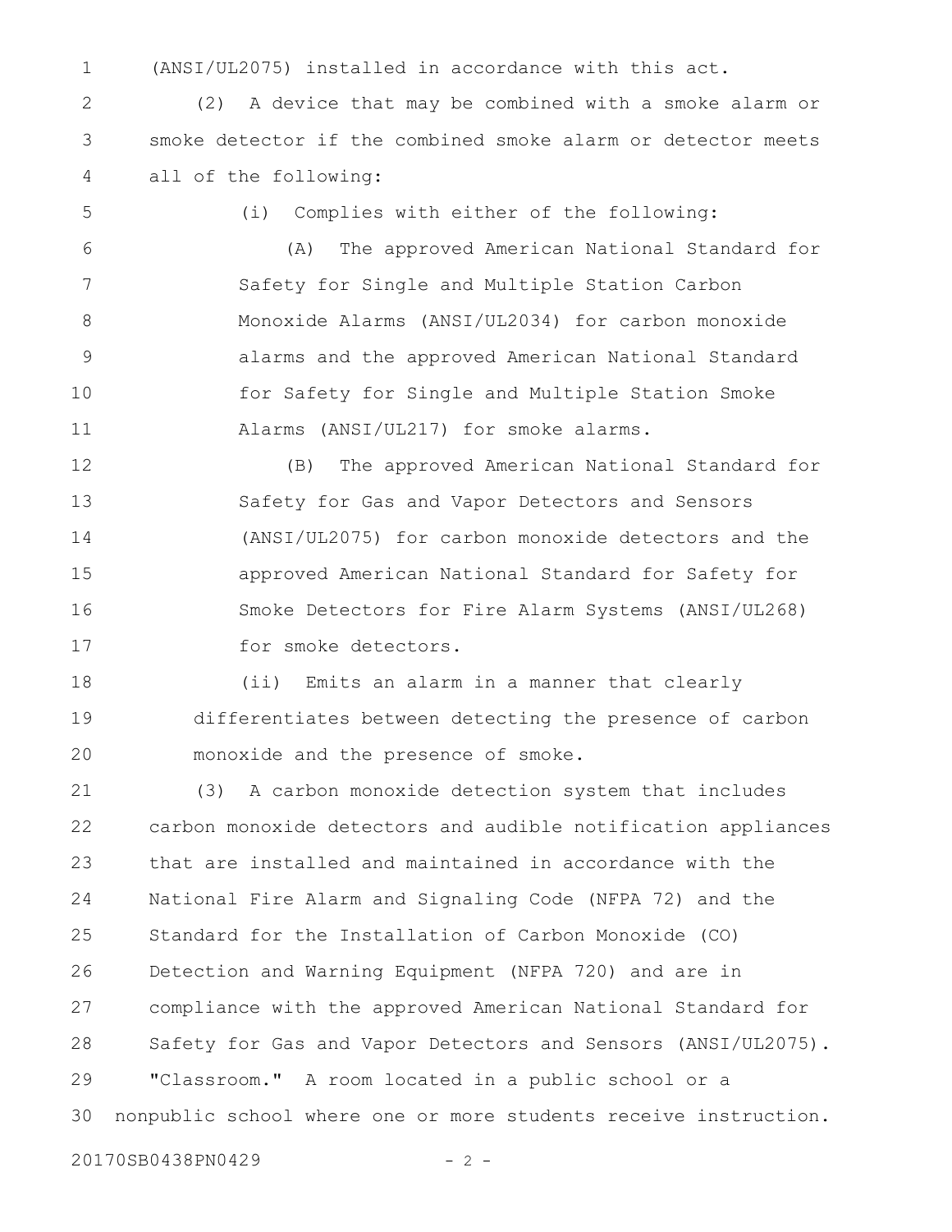(ANSI/UL2075) installed in accordance with this act.

(2) A device that may be combined with a smoke alarm or smoke detector if the combined smoke alarm or detector meets all of the following:

(i) Complies with either of the following:

(A) The approved American National Standard for Safety for Single and Multiple Station Carbon Monoxide Alarms (ANSI/UL2034) for carbon monoxide alarms and the approved American National Standard for Safety for Single and Multiple Station Smoke Alarms (ANSI/UL217) for smoke alarms.

(B) The approved American National Standard for Safety for Gas and Vapor Detectors and Sensors (ANSI/UL2075) for carbon monoxide detectors and the approved American National Standard for Safety for Smoke Detectors for Fire Alarm Systems (ANSI/UL268) for smoke detectors.

(ii) Emits an alarm in a manner that clearly differentiates between detecting the presence of carbon monoxide and the presence of smoke.

(3) A carbon monoxide detection system that includes carbon monoxide detectors and audible notification appliances that are installed and maintained in accordance with the National Fire Alarm and Signaling Code (NFPA 72) and the Standard for the Installation of Carbon Monoxide (CO) Detection and Warning Equipment (NFPA 720) and are in compliance with the approved American National Standard for Safety for Gas and Vapor Detectors and Sensors (ANSI/UL2075).

"Classroom." A room located in a public school or a nonpublic school where one or more students receive instruction.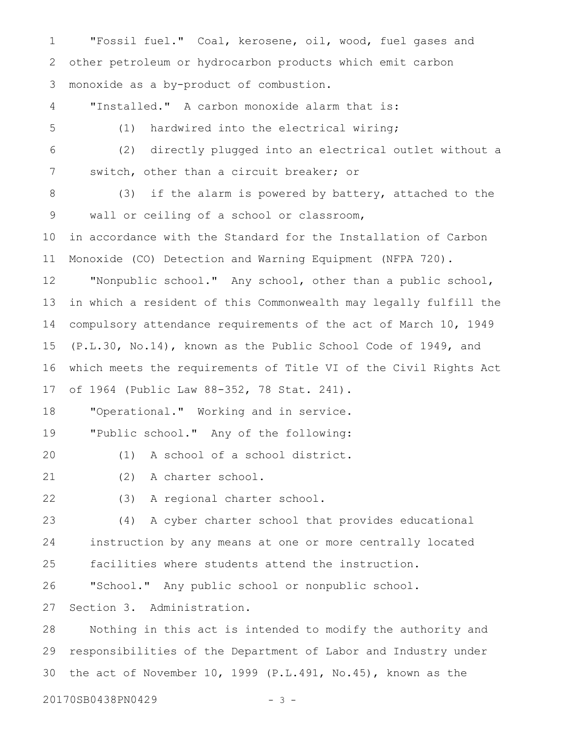"Fossil fuel." Coal, kerosene, oil, wood, fuel gases and other petroleum or hydrocarbon products which emit carbon monoxide as a by-product of combustion.

"Installed." A carbon monoxide alarm that is:

(1) hardwired into the electrical wiring;

(2) directly plugged into an electrical outlet without a switch, other than a circuit breaker; or

(3) if the alarm is powered by battery, attached to the wall or ceiling of a school or classroom,

in accordance with the Standard for the Installation of Carbon Monoxide (CO) Detection and Warning Equipment (NFPA 720).

"Nonpublic school." Any school, other than a public school, in which a resident of this Commonwealth may legally fulfill the compulsory attendance requirements of the act of March 10, 1949 (P.L.30, No.14), known as the Public School Code of 1949, and which meets the requirements of Title VI of the Civil Rights Act of 1964 (Public Law 88-352, 78 Stat. 241).

"Operational." Working and in service.

"Public school." Any of the following:

(1) A school of a school district.

(2) A charter school.

(3) A regional charter school.

(4) A cyber charter school that provides educational instruction by any means at one or more centrally located facilities where students attend the instruction.

"School." Any public school or nonpublic school.

Section 3. Administration.

Nothing in this act is intended to modify the authority and responsibilities of the Department of Labor and Industry under the act of November 10, 1999 (P.L.491, No.45), known as the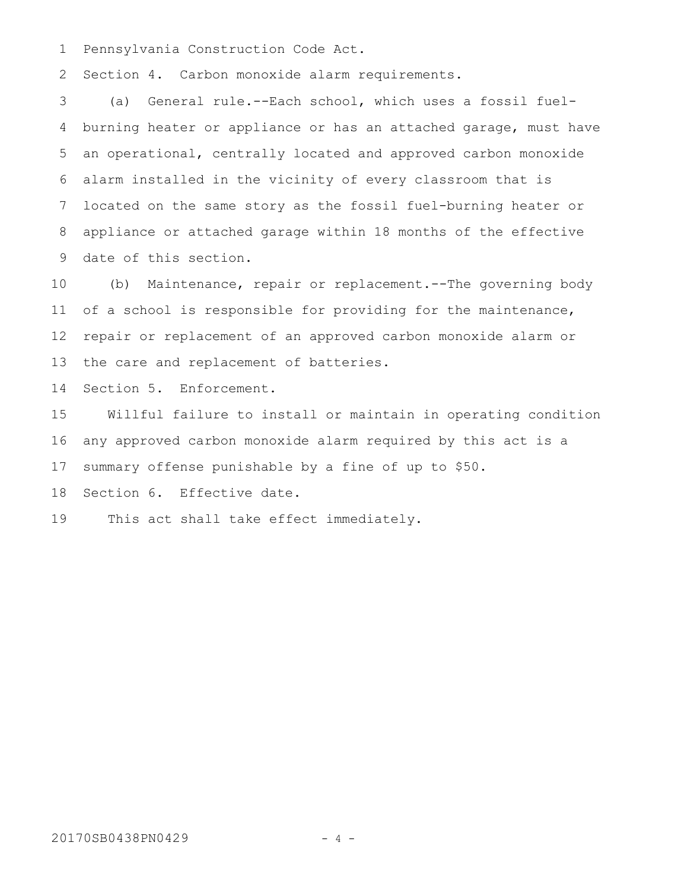Pennsylvania Construction Code Act.

Section 4. Carbon monoxide alarm requirements.

(a) General rule.--Each school, which uses a fossil fuel-burning heater or appliance or has an attached garage, must have an operational, centrally located and approved carbon monoxide alarm installed in the vicinity of every classroom that is located on the same story as the fossil fuel-burning heater or appliance or attached garage within 18 months of the effective date of this section.

(b) Maintenance, repair or replacement.--The governing body of a school is responsible for providing for the maintenance, repair or replacement of an approved carbon monoxide alarm or the care and replacement of batteries.

Section 5. Enforcement.

Willful failure to install or maintain in operating condition any approved carbon monoxide alarm required by this act is a summary offense punishable by a fine of up to $50.

Section 6. Effective date.

This act shall take effect immediately.